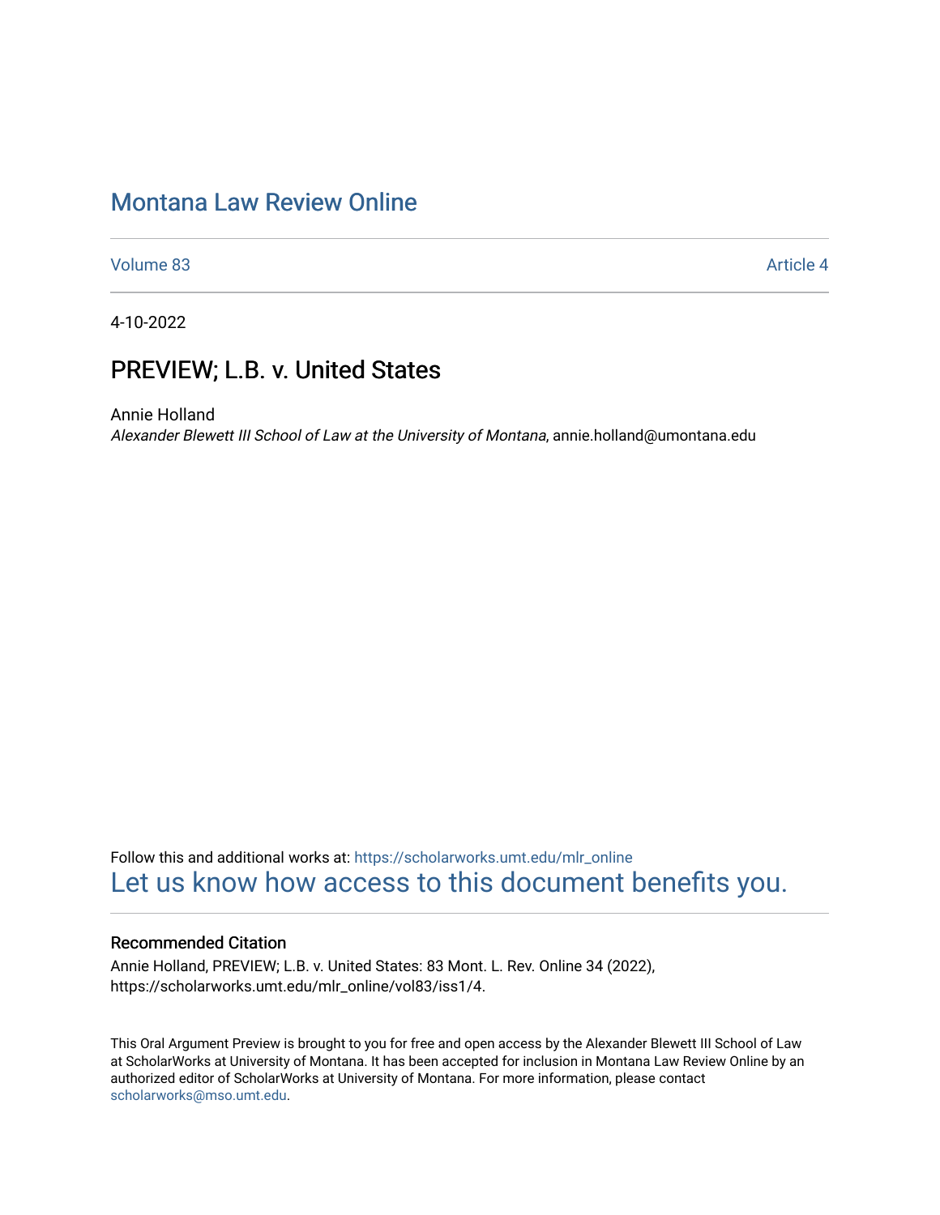# Montana Law Review Online

Volume 83 Article 4

4-10-2022

## PREVIEW; L.B. v. United States

Annie Holland
*Alexander Blewett III School of Law at the University of Montana*, annie.holland@umontana.edu

Follow this and additional works at: https://scholarworks.umt.edu/mlr_online
Let us know how access to this document benefits you.

### Recommended Citation

Annie Holland, PREVIEW; L.B. v. United States: 83 Mont. L. Rev. Online 34 (2022), https://scholarworks.umt.edu/mlr_online/vol83/iss1/4.

This Oral Argument Preview is brought to you for free and open access by the Alexander Blewett III School of Law at ScholarWorks at University of Montana. It has been accepted for inclusion in Montana Law Review Online by an authorized editor of ScholarWorks at University of Montana. For more information, please contact scholarworks@mso.umt.edu.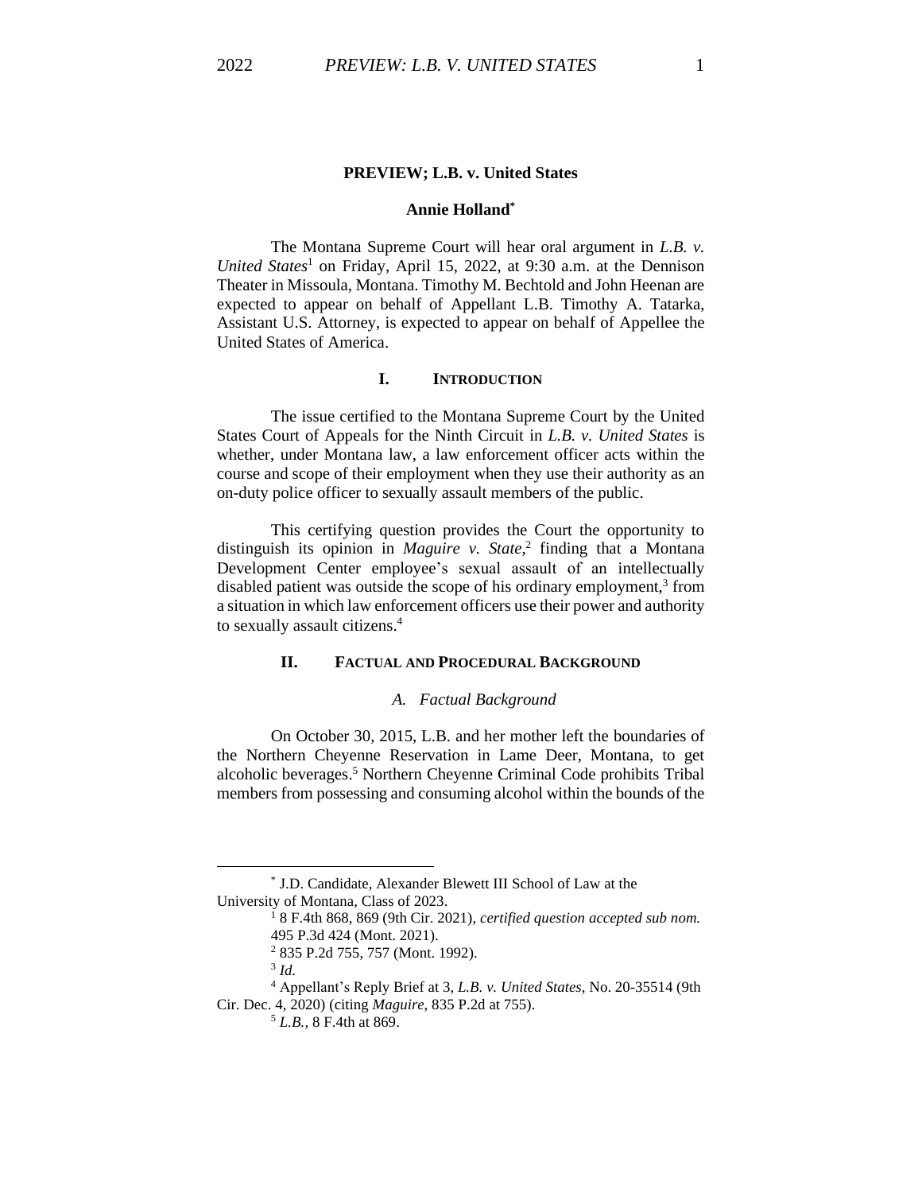**PREVIEW; L.B. v. United States**

**Annie Holland***

The Montana Supreme Court will hear oral argument in *L.B. v. United States*[1] on Friday, April 15, 2022, at 9:30 a.m. at the Dennison Theater in Missoula, Montana. Timothy M. Bechtold and John Heenan are expected to appear on behalf of Appellant L.B. Timothy A. Tatarka, Assistant U.S. Attorney, is expected to appear on behalf of Appellee the United States of America.

## I. INTRODUCTION

The issue certified to the Montana Supreme Court by the United States Court of Appeals for the Ninth Circuit in *L.B. v. United States* is whether, under Montana law, a law enforcement officer acts within the course and scope of their employment when they use their authority as an on-duty police officer to sexually assault members of the public.

This certifying question provides the Court the opportunity to distinguish its opinion in *Maguire v. State*,[2] finding that a Montana Development Center employee's sexual assault of an intellectually disabled patient was outside the scope of his ordinary employment,[3] from a situation in which law enforcement officers use their power and authority to sexually assault citizens.[4]

## II. FACTUAL AND PROCEDURAL BACKGROUND

### *A. Factual Background*

On October 30, 2015, L.B. and her mother left the boundaries of the Northern Cheyenne Reservation in Lame Deer, Montana, to get alcoholic beverages.[5] Northern Cheyenne Criminal Code prohibits Tribal members from possessing and consuming alcohol within the bounds of the

---

\* J.D. Candidate, Alexander Blewett III School of Law at the University of Montana, Class of 2023.

[1] 8 F.4th 868, 869 (9th Cir. 2021), *certified question accepted sub nom.* 495 P.3d 424 (Mont. 2021).

[2] 835 P.2d 755, 757 (Mont. 1992).

[3] *Id.*

[4] Appellant's Reply Brief at 3, *L.B. v. United States*, No. 20-35514 (9th Cir. Dec. 4, 2020) (citing *Maguire*, 835 P.2d at 755).

[5] *L.B.*, 8 F.4th at 869.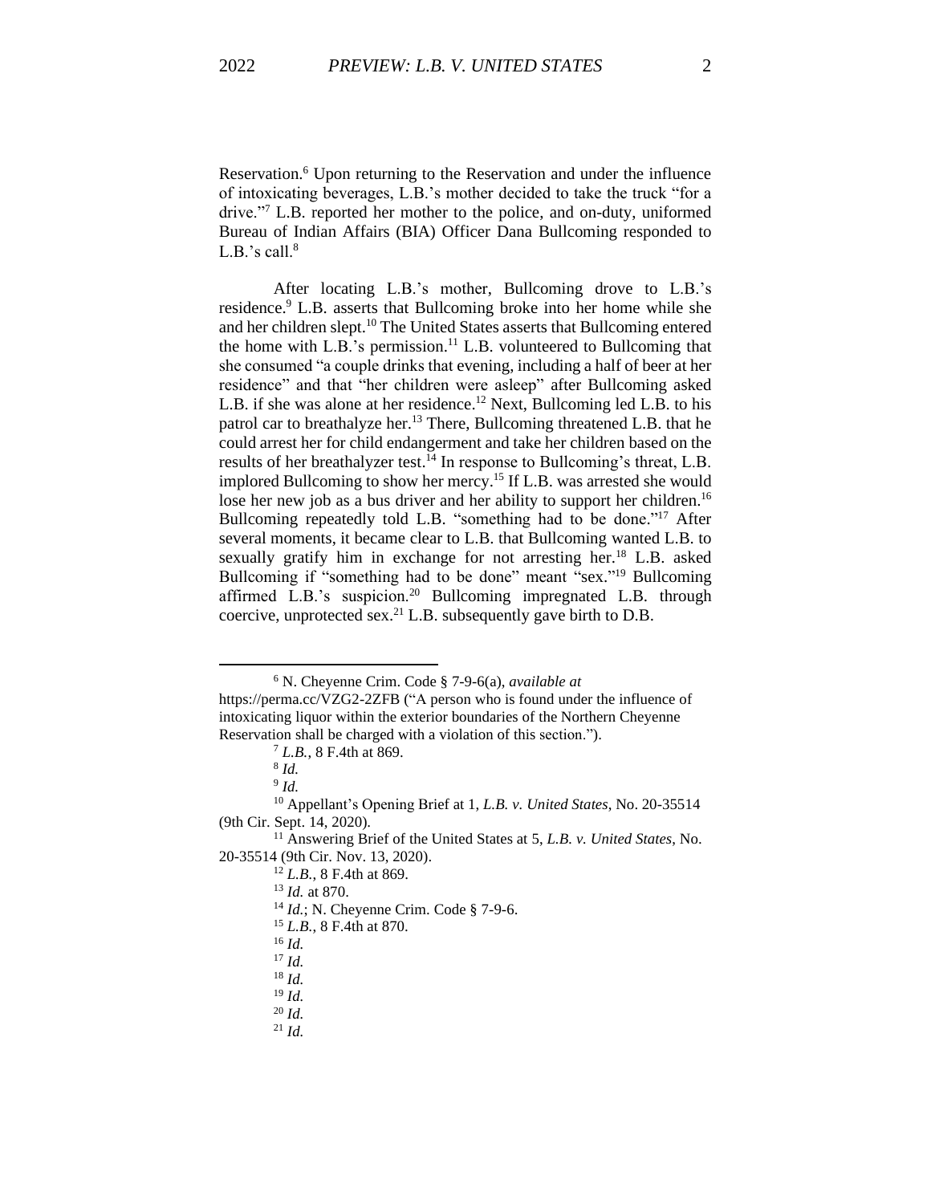Reservation.[6] Upon returning to the Reservation and under the influence of intoxicating beverages, L.B.'s mother decided to take the truck "for a drive."[7] L.B. reported her mother to the police, and on-duty, uniformed Bureau of Indian Affairs (BIA) Officer Dana Bullcoming responded to L.B.'s call.[8]

After locating L.B.'s mother, Bullcoming drove to L.B.'s residence.[9] L.B. asserts that Bullcoming broke into her home while she and her children slept.[10] The United States asserts that Bullcoming entered the home with L.B.'s permission.[11] L.B. volunteered to Bullcoming that she consumed "a couple drinks that evening, including a half of beer at her residence" and that "her children were asleep" after Bullcoming asked L.B. if she was alone at her residence.[12] Next, Bullcoming led L.B. to his patrol car to breathalyze her.[13] There, Bullcoming threatened L.B. that he could arrest her for child endangerment and take her children based on the results of her breathalyzer test.[14] In response to Bullcoming's threat, L.B. implored Bullcoming to show her mercy.[15] If L.B. was arrested she would lose her new job as a bus driver and her ability to support her children.[16] Bullcoming repeatedly told L.B. "something had to be done."[17] After several moments, it became clear to L.B. that Bullcoming wanted L.B. to sexually gratify him in exchange for not arresting her.[18] L.B. asked Bullcoming if "something had to be done" meant "sex."[19] Bullcoming affirmed L.B.'s suspicion.[20] Bullcoming impregnated L.B. through coercive, unprotected sex.[21] L.B. subsequently gave birth to D.B.

---

[6] N. Cheyenne Crim. Code § 7-9-6(a), *available at* https://perma.cc/VZG2-2ZFB ("A person who is found under the influence of intoxicating liquor within the exterior boundaries of the Northern Cheyenne Reservation shall be charged with a violation of this section.").

[7] *L.B.*, 8 F.4th at 869.

[8] *Id.*

[9] *Id.*

[10] Appellant's Opening Brief at 1, *L.B. v. United States*, No. 20-35514 (9th Cir. Sept. 14, 2020).

[11] Answering Brief of the United States at 5, *L.B. v. United States*, No. 20-35514 (9th Cir. Nov. 13, 2020).

[12] *L.B.*, 8 F.4th at 869.

[13] *Id.* at 870.

[14] *Id.*; N. Cheyenne Crim. Code § 7-9-6.

[15] *L.B.*, 8 F.4th at 870.

[16] *Id.*

[17] *Id.*

[18] *Id.*

[19] *Id.*

[20] *Id.*

[21] *Id.*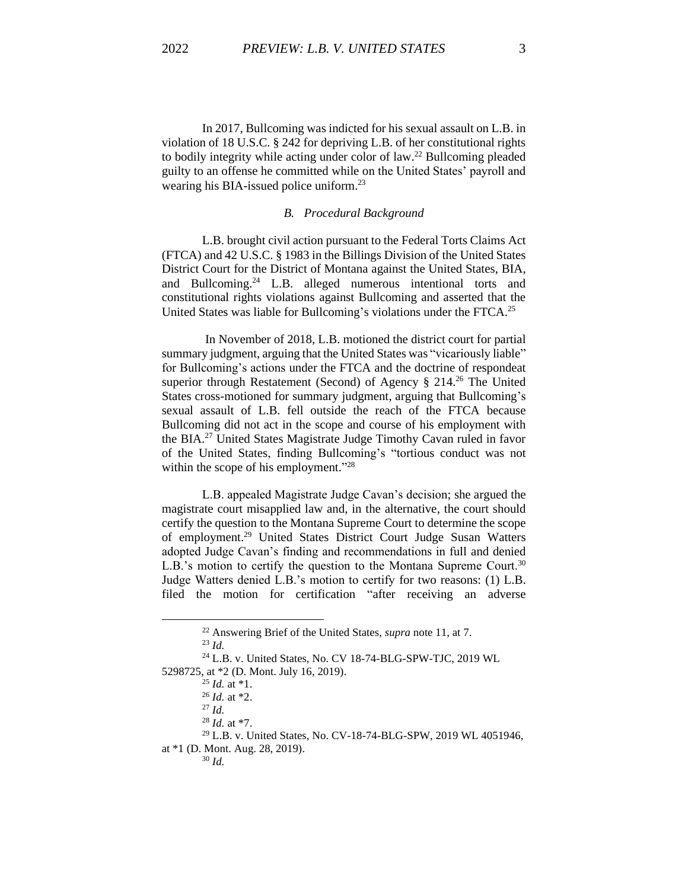In 2017, Bullcoming was indicted for his sexual assault on L.B. in violation of 18 U.S.C. § 242 for depriving L.B. of her constitutional rights to bodily integrity while acting under color of law.[22] Bullcoming pleaded guilty to an offense he committed while on the United States' payroll and wearing his BIA-issued police uniform.[23]

### *B. Procedural Background*

L.B. brought civil action pursuant to the Federal Torts Claims Act (FTCA) and 42 U.S.C. § 1983 in the Billings Division of the United States District Court for the District of Montana against the United States, BIA, and Bullcoming.[24] L.B. alleged numerous intentional torts and constitutional rights violations against Bullcoming and asserted that the United States was liable for Bullcoming's violations under the FTCA.[25]

In November of 2018, L.B. motioned the district court for partial summary judgment, arguing that the United States was "vicariously liable" for Bullcoming's actions under the FTCA and the doctrine of respondeat superior through Restatement (Second) of Agency § 214.[26] The United States cross-motioned for summary judgment, arguing that Bullcoming's sexual assault of L.B. fell outside the reach of the FTCA because Bullcoming did not act in the scope and course of his employment with the BIA.[27] United States Magistrate Judge Timothy Cavan ruled in favor of the United States, finding Bullcoming's "tortious conduct was not within the scope of his employment."[28]

L.B. appealed Magistrate Judge Cavan's decision; she argued the magistrate court misapplied law and, in the alternative, the court should certify the question to the Montana Supreme Court to determine the scope of employment.[29] United States District Court Judge Susan Watters adopted Judge Cavan's finding and recommendations in full and denied L.B.'s motion to certify the question to the Montana Supreme Court.[30] Judge Watters denied L.B.'s motion to certify for two reasons: (1) L.B. filed the motion for certification "after receiving an adverse

---

[22] Answering Brief of the United States, *supra* note 11, at 7.

[23] *Id.*

[24] L.B. v. United States, No. CV 18-74-BLG-SPW-TJC, 2019 WL 5298725, at *2 (D. Mont. July 16, 2019).

[25] *Id.* at *1.

[26] *Id.* at *2.

[27] *Id.*

[28] *Id.* at *7.

[29] L.B. v. United States, No. CV-18-74-BLG-SPW, 2019 WL 4051946, at *1 (D. Mont. Aug. 28, 2019).

[30] *Id.*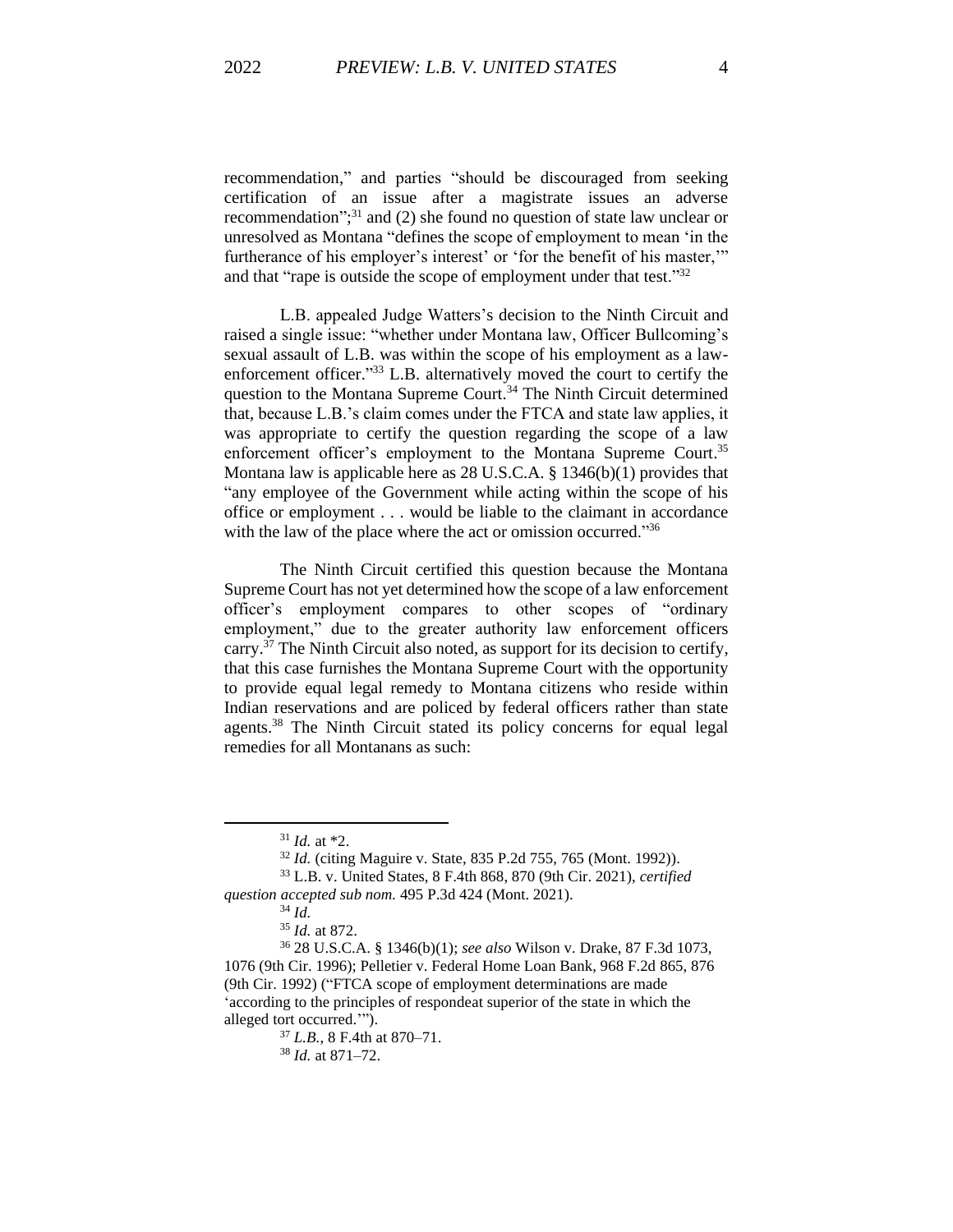recommendation," and parties "should be discouraged from seeking certification of an issue after a magistrate issues an adverse recommendation";[31] and (2) she found no question of state law unclear or unresolved as Montana "defines the scope of employment to mean 'in the furtherance of his employer's interest' or 'for the benefit of his master,'" and that "rape is outside the scope of employment under that test."[32]

L.B. appealed Judge Watters's decision to the Ninth Circuit and raised a single issue: "whether under Montana law, Officer Bullcoming's sexual assault of L.B. was within the scope of his employment as a law-enforcement officer."[33] L.B. alternatively moved the court to certify the question to the Montana Supreme Court.[34] The Ninth Circuit determined that, because L.B.'s claim comes under the FTCA and state law applies, it was appropriate to certify the question regarding the scope of a law enforcement officer's employment to the Montana Supreme Court.[35] Montana law is applicable here as 28 U.S.C.A. § 1346(b)(1) provides that "any employee of the Government while acting within the scope of his office or employment . . . would be liable to the claimant in accordance with the law of the place where the act or omission occurred."[36]

The Ninth Circuit certified this question because the Montana Supreme Court has not yet determined how the scope of a law enforcement officer's employment compares to other scopes of "ordinary employment," due to the greater authority law enforcement officers carry.[37] The Ninth Circuit also noted, as support for its decision to certify, that this case furnishes the Montana Supreme Court with the opportunity to provide equal legal remedy to Montana citizens who reside within Indian reservations and are policed by federal officers rather than state agents.[38] The Ninth Circuit stated its policy concerns for equal legal remedies for all Montanans as such:

---

[31] *Id.* at *2.

[32] *Id.* (citing Maguire v. State, 835 P.2d 755, 765 (Mont. 1992)).

[33] L.B. v. United States, 8 F.4th 868, 870 (9th Cir. 2021), *certified question accepted sub nom.* 495 P.3d 424 (Mont. 2021).

[34] *Id.*

[35] *Id.* at 872.

[36] 28 U.S.C.A. § 1346(b)(1); *see also* Wilson v. Drake, 87 F.3d 1073, 1076 (9th Cir. 1996); Pelletier v. Federal Home Loan Bank, 968 F.2d 865, 876 (9th Cir. 1992) ("FTCA scope of employment determinations are made 'according to the principles of respondeat superior of the state in which the alleged tort occurred.'").

[37] *L.B.*, 8 F.4th at 870–71.

[38] *Id.* at 871–72.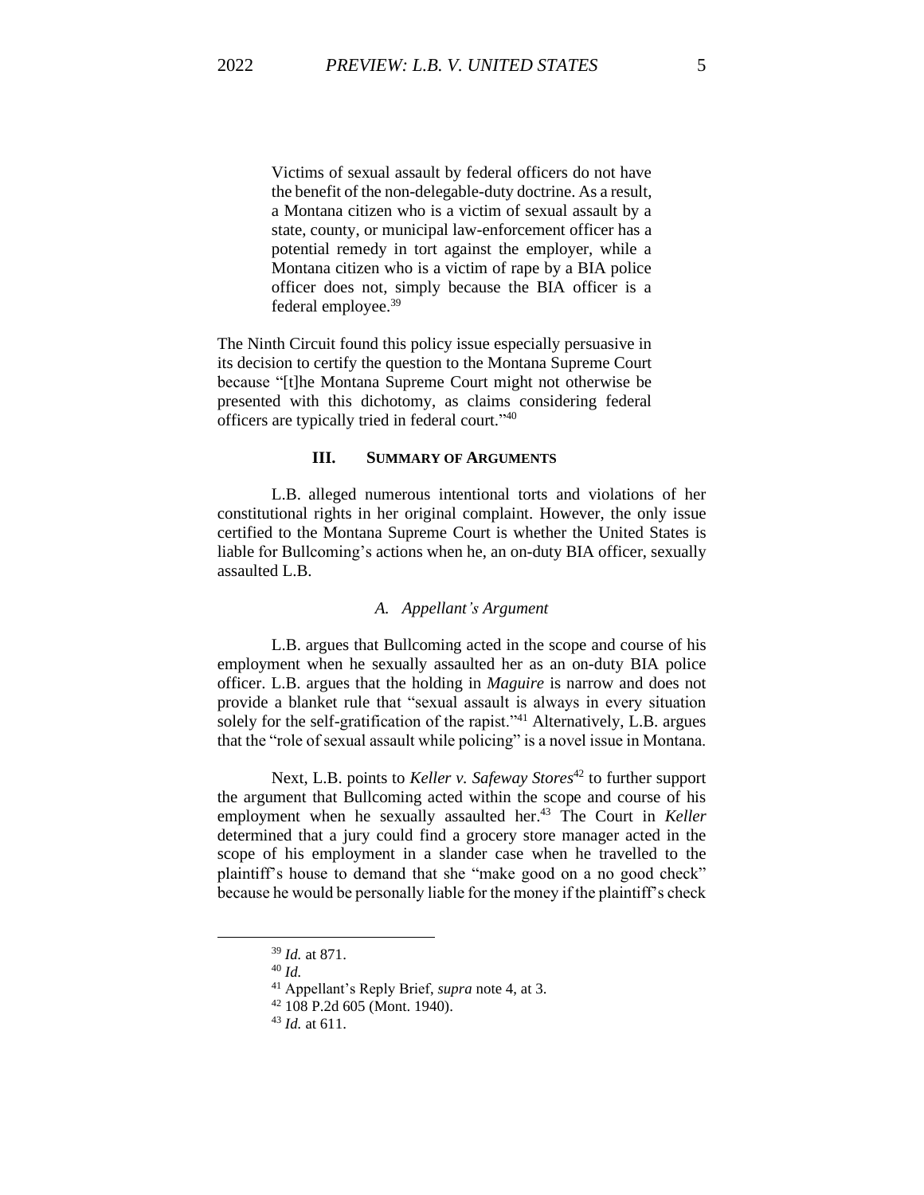> Victims of sexual assault by federal officers do not have the benefit of the non-delegable-duty doctrine. As a result, a Montana citizen who is a victim of sexual assault by a state, county, or municipal law-enforcement officer has a potential remedy in tort against the employer, while a Montana citizen who is a victim of rape by a BIA police officer does not, simply because the BIA officer is a federal employee.[39]

The Ninth Circuit found this policy issue especially persuasive in its decision to certify the question to the Montana Supreme Court because "[t]he Montana Supreme Court might not otherwise be presented with this dichotomy, as claims considering federal officers are typically tried in federal court."[40]

## III. Summary of Arguments

L.B. alleged numerous intentional torts and violations of her constitutional rights in her original complaint. However, the only issue certified to the Montana Supreme Court is whether the United States is liable for Bullcoming's actions when he, an on-duty BIA officer, sexually assaulted L.B.

### *A. Appellant's Argument*

L.B. argues that Bullcoming acted in the scope and course of his employment when he sexually assaulted her as an on-duty BIA police officer. L.B. argues that the holding in *Maguire* is narrow and does not provide a blanket rule that "sexual assault is always in every situation solely for the self-gratification of the rapist."[41] Alternatively, L.B. argues that the "role of sexual assault while policing" is a novel issue in Montana.

Next, L.B. points to *Keller v. Safeway Stores*[42] to further support the argument that Bullcoming acted within the scope and course of his employment when he sexually assaulted her.[43] The Court in *Keller* determined that a jury could find a grocery store manager acted in the scope of his employment in a slander case when he travelled to the plaintiff's house to demand that she "make good on a no good check" because he would be personally liable for the money if the plaintiff's check

---

[39] *Id.* at 871.

[40] *Id.*

[41] Appellant's Reply Brief, *supra* note 4, at 3.

[42] 108 P.2d 605 (Mont. 1940).

[43] *Id.* at 611.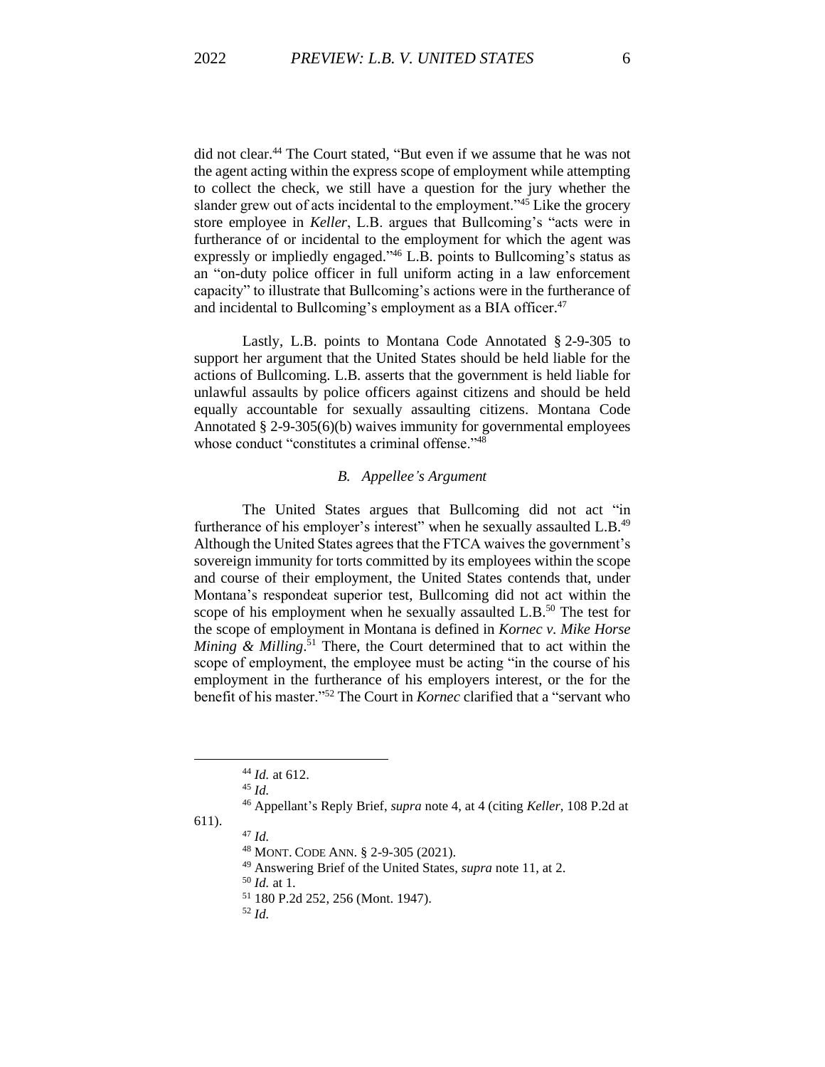did not clear.[44] The Court stated, "But even if we assume that he was not the agent acting within the express scope of employment while attempting to collect the check, we still have a question for the jury whether the slander grew out of acts incidental to the employment."[45] Like the grocery store employee in *Keller*, L.B. argues that Bullcoming's "acts were in furtherance of or incidental to the employment for which the agent was expressly or impliedly engaged."[46] L.B. points to Bullcoming's status as an "on-duty police officer in full uniform acting in a law enforcement capacity" to illustrate that Bullcoming's actions were in the furtherance of and incidental to Bullcoming's employment as a BIA officer.[47]

Lastly, L.B. points to Montana Code Annotated § 2-9-305 to support her argument that the United States should be held liable for the actions of Bullcoming. L.B. asserts that the government is held liable for unlawful assaults by police officers against citizens and should be held equally accountable for sexually assaulting citizens. Montana Code Annotated § 2-9-305(6)(b) waives immunity for governmental employees whose conduct "constitutes a criminal offense."[48]

### *B. Appellee's Argument*

The United States argues that Bullcoming did not act "in furtherance of his employer's interest" when he sexually assaulted L.B.[49] Although the United States agrees that the FTCA waives the government's sovereign immunity for torts committed by its employees within the scope and course of their employment, the United States contends that, under Montana's respondeat superior test, Bullcoming did not act within the scope of his employment when he sexually assaulted L.B.[50] The test for the scope of employment in Montana is defined in *Kornec v. Mike Horse Mining & Milling*.[51] There, the Court determined that to act within the scope of employment, the employee must be acting "in the course of his employment in the furtherance of his employers interest, or the for the benefit of his master."[52] The Court in *Kornec* clarified that a "servant who

---

[44] *Id.* at 612.

[45] *Id.*

[46] Appellant's Reply Brief, *supra* note 4, at 4 (citing *Keller*, 108 P.2d at 611).

[47] *Id.*

[48] MONT. CODE ANN. § 2-9-305 (2021).

[49] Answering Brief of the United States, *supra* note 11, at 2.

[50] *Id.* at 1.

[51] 180 P.2d 252, 256 (Mont. 1947).

[52] *Id.*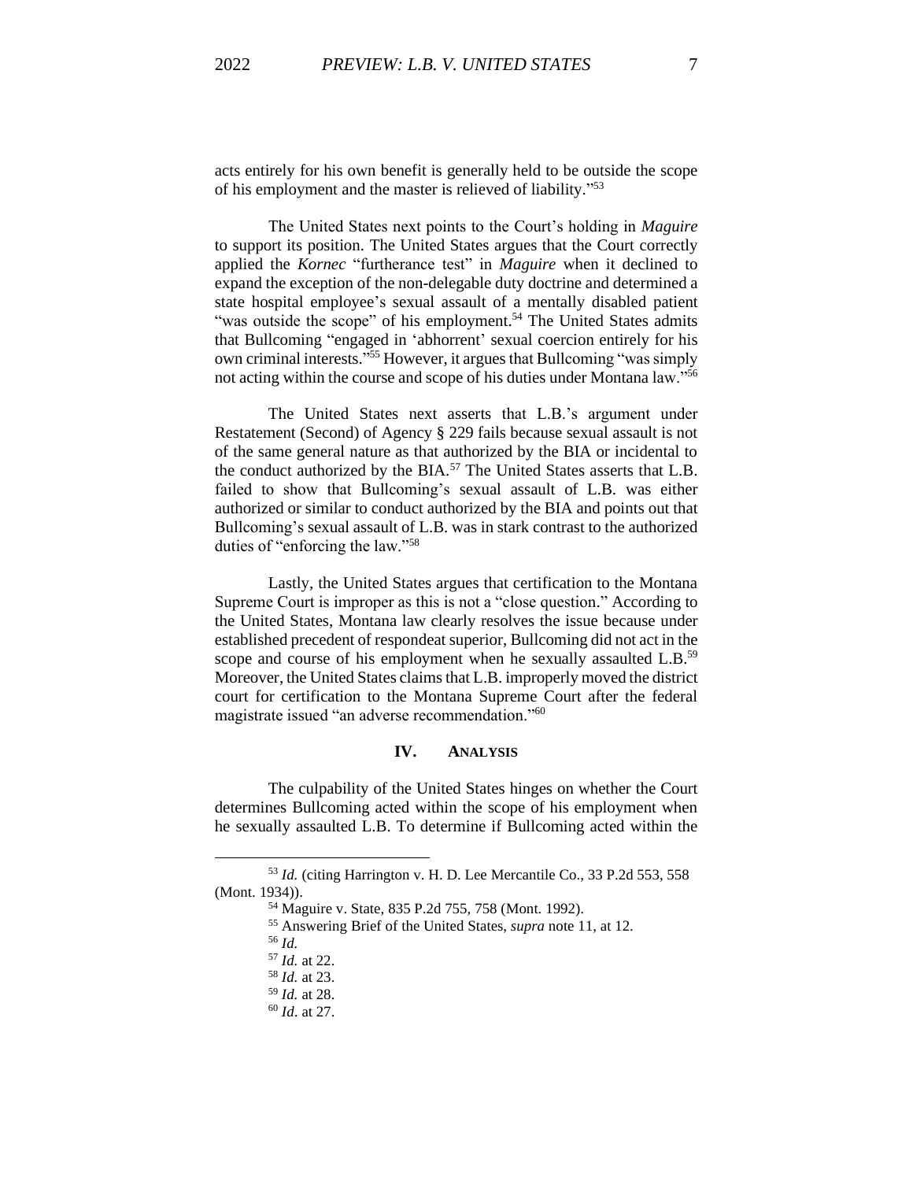acts entirely for his own benefit is generally held to be outside the scope of his employment and the master is relieved of liability."[53]

The United States next points to the Court's holding in *Maguire* to support its position. The United States argues that the Court correctly applied the *Kornec* "furtherance test" in *Maguire* when it declined to expand the exception of the non-delegable duty doctrine and determined a state hospital employee's sexual assault of a mentally disabled patient "was outside the scope" of his employment.[54] The United States admits that Bullcoming "engaged in 'abhorrent' sexual coercion entirely for his own criminal interests."[55] However, it argues that Bullcoming "was simply not acting within the course and scope of his duties under Montana law."[56]

The United States next asserts that L.B.'s argument under Restatement (Second) of Agency § 229 fails because sexual assault is not of the same general nature as that authorized by the BIA or incidental to the conduct authorized by the BIA.[57] The United States asserts that L.B. failed to show that Bullcoming's sexual assault of L.B. was either authorized or similar to conduct authorized by the BIA and points out that Bullcoming's sexual assault of L.B. was in stark contrast to the authorized duties of "enforcing the law."[58]

Lastly, the United States argues that certification to the Montana Supreme Court is improper as this is not a "close question." According to the United States, Montana law clearly resolves the issue because under established precedent of respondeat superior, Bullcoming did not act in the scope and course of his employment when he sexually assaulted L.B.[59] Moreover, the United States claims that L.B. improperly moved the district court for certification to the Montana Supreme Court after the federal magistrate issued "an adverse recommendation."[60]

## IV. ANALYSIS

The culpability of the United States hinges on whether the Court determines Bullcoming acted within the scope of his employment when he sexually assaulted L.B. To determine if Bullcoming acted within the

---

[53] *Id.* (citing Harrington v. H. D. Lee Mercantile Co., 33 P.2d 553, 558 (Mont. 1934)).

[54] Maguire v. State, 835 P.2d 755, 758 (Mont. 1992).

[55] Answering Brief of the United States, *supra* note 11, at 12.

[56] *Id.*

[57] *Id.* at 22.

[58] *Id.* at 23.

[59] *Id.* at 28.

[60] *Id*. at 27.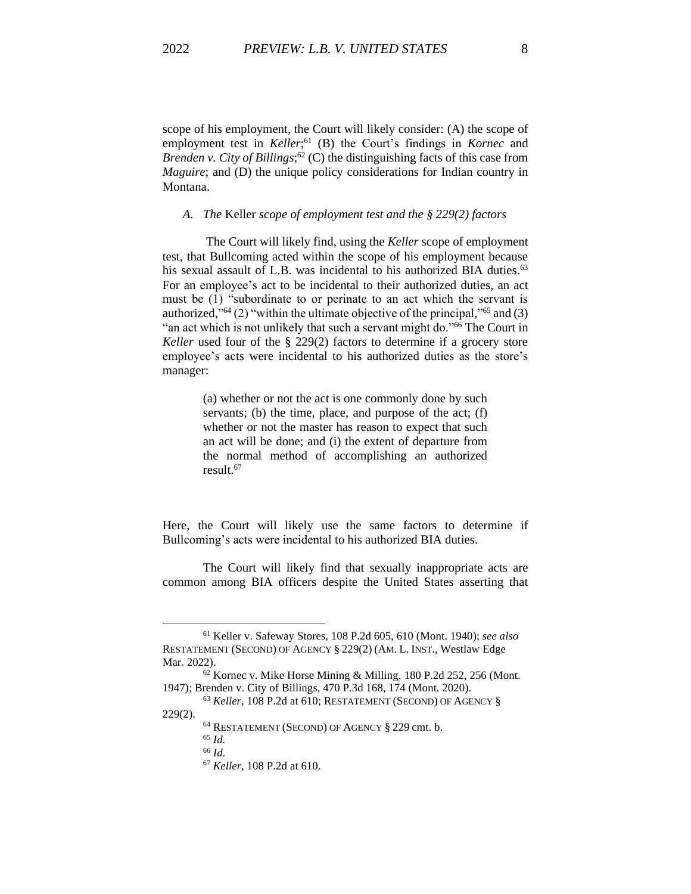scope of his employment, the Court will likely consider: (A) the scope of employment test in *Keller*;[61] (B) the Court's findings in *Kornec* and *Brenden v. City of Billings*;[62] (C) the distinguishing facts of this case from *Maguire*; and (D) the unique policy considerations for Indian country in Montana.

### *A. The* Keller *scope of employment test and the § 229(2) factors*

The Court will likely find, using the *Keller* scope of employment test, that Bullcoming acted within the scope of his employment because his sexual assault of L.B. was incidental to his authorized BIA duties.[63] For an employee's act to be incidental to their authorized duties, an act must be (1) "subordinate to or perinate to an act which the servant is authorized,"[64] (2) "within the ultimate objective of the principal,"[65] and (3) "an act which is not unlikely that such a servant might do."[66] The Court in *Keller* used four of the § 229(2) factors to determine if a grocery store employee's acts were incidental to his authorized duties as the store's manager:

> (a) whether or not the act is one commonly done by such servants; (b) the time, place, and purpose of the act; (f) whether or not the master has reason to expect that such an act will be done; and (i) the extent of departure from the normal method of accomplishing an authorized result.[67]

Here, the Court will likely use the same factors to determine if Bullcoming's acts were incidental to his authorized BIA duties.

The Court will likely find that sexually inappropriate acts are common among BIA officers despite the United States asserting that

---

[61] Keller v. Safeway Stores, 108 P.2d 605, 610 (Mont. 1940); *see also* RESTATEMENT (SECOND) OF AGENCY § 229(2) (AM. L. INST., Westlaw Edge Mar. 2022).

[62] Kornec v. Mike Horse Mining & Milling, 180 P.2d 252, 256 (Mont. 1947); Brenden v. City of Billings, 470 P.3d 168, 174 (Mont. 2020).

[63] *Keller*, 108 P.2d at 610; RESTATEMENT (SECOND) OF AGENCY § 229(2).

[64] RESTATEMENT (SECOND) OF AGENCY § 229 cmt. b.

[65] *Id.*

[66] *Id.*

[67] *Keller*, 108 P.2d at 610.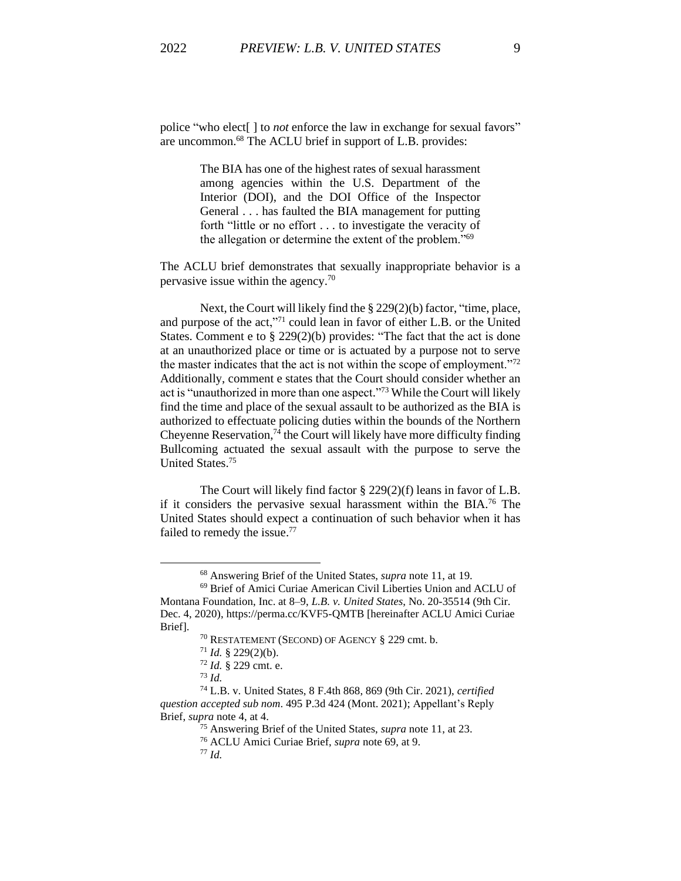police "who elect[ ] to *not* enforce the law in exchange for sexual favors" are uncommon.[68] The ACLU brief in support of L.B. provides:

> The BIA has one of the highest rates of sexual harassment among agencies within the U.S. Department of the Interior (DOI), and the DOI Office of the Inspector General . . . has faulted the BIA management for putting forth "little or no effort . . . to investigate the veracity of the allegation or determine the extent of the problem."[69]

The ACLU brief demonstrates that sexually inappropriate behavior is a pervasive issue within the agency.[70]

Next, the Court will likely find the § 229(2)(b) factor, "time, place, and purpose of the act,"[71] could lean in favor of either L.B. or the United States. Comment e to § 229(2)(b) provides: "The fact that the act is done at an unauthorized place or time or is actuated by a purpose not to serve the master indicates that the act is not within the scope of employment."[72] Additionally, comment e states that the Court should consider whether an act is "unauthorized in more than one aspect."[73] While the Court will likely find the time and place of the sexual assault to be authorized as the BIA is authorized to effectuate policing duties within the bounds of the Northern Cheyenne Reservation,[74] the Court will likely have more difficulty finding Bullcoming actuated the sexual assault with the purpose to serve the United States.[75]

The Court will likely find factor § 229(2)(f) leans in favor of L.B. if it considers the pervasive sexual harassment within the BIA.[76] The United States should expect a continuation of such behavior when it has failed to remedy the issue.[77]

---

[68] Answering Brief of the United States, *supra* note 11, at 19.

[69] Brief of Amici Curiae American Civil Liberties Union and ACLU of Montana Foundation, Inc. at 8–9, *L.B. v. United States*, No. 20-35514 (9th Cir. Dec. 4, 2020), https://perma.cc/KVF5-QMTB [hereinafter ACLU Amici Curiae Brief].

[70] RESTATEMENT (SECOND) OF AGENCY § 229 cmt. b.

[71] *Id.* § 229(2)(b).

[72] *Id.* § 229 cmt. e.

[73] *Id.*

[74] L.B. v. United States, 8 F.4th 868, 869 (9th Cir. 2021), *certified question accepted sub nom*. 495 P.3d 424 (Mont. 2021); Appellant's Reply Brief, *supra* note 4, at 4.

[75] Answering Brief of the United States, *supra* note 11, at 23.

[76] ACLU Amici Curiae Brief, *supra* note 69, at 9.

[77] *Id.*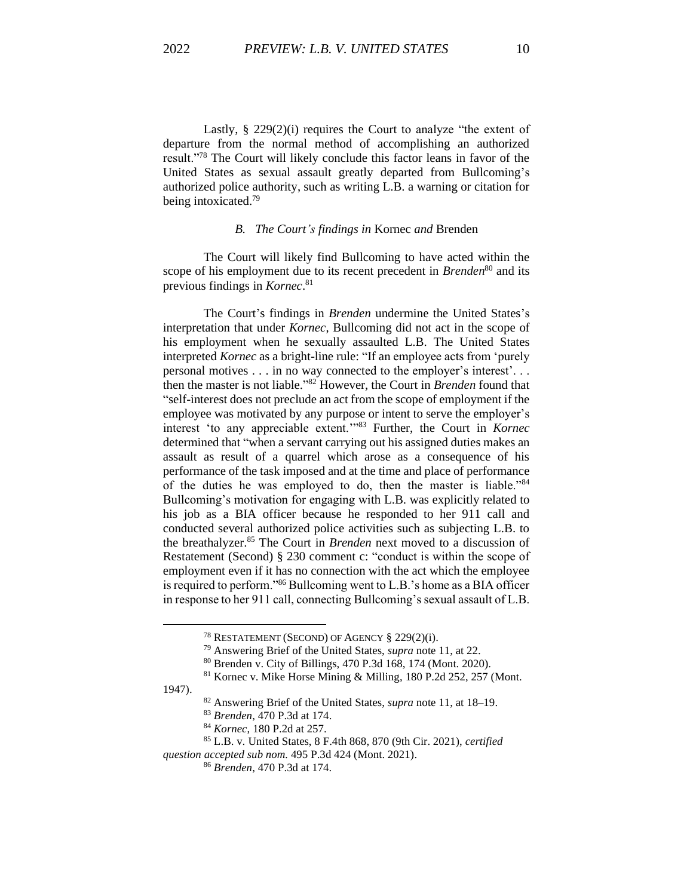Lastly, § 229(2)(i) requires the Court to analyze "the extent of departure from the normal method of accomplishing an authorized result."[78] The Court will likely conclude this factor leans in favor of the United States as sexual assault greatly departed from Bullcoming's authorized police authority, such as writing L.B. a warning or citation for being intoxicated.[79]

### *B. The Court's findings in* Kornec *and* Brenden

The Court will likely find Bullcoming to have acted within the scope of his employment due to its recent precedent in *Brenden*[80] and its previous findings in *Kornec*.[81]

The Court's findings in *Brenden* undermine the United States's interpretation that under *Kornec*, Bullcoming did not act in the scope of his employment when he sexually assaulted L.B. The United States interpreted *Kornec* as a bright-line rule: "If an employee acts from 'purely personal motives . . . in no way connected to the employer's interest'. . . then the master is not liable."[82] However, the Court in *Brenden* found that "self-interest does not preclude an act from the scope of employment if the employee was motivated by any purpose or intent to serve the employer's interest 'to any appreciable extent.'"[83] Further, the Court in *Kornec* determined that "when a servant carrying out his assigned duties makes an assault as result of a quarrel which arose as a consequence of his performance of the task imposed and at the time and place of performance of the duties he was employed to do, then the master is liable."[84] Bullcoming's motivation for engaging with L.B. was explicitly related to his job as a BIA officer because he responded to her 911 call and conducted several authorized police activities such as subjecting L.B. to the breathalyzer.[85] The Court in *Brenden* next moved to a discussion of Restatement (Second) § 230 comment c: "conduct is within the scope of employment even if it has no connection with the act which the employee is required to perform."[86] Bullcoming went to L.B.'s home as a BIA officer in response to her 911 call, connecting Bullcoming's sexual assault of L.B.

---

[78] RESTATEMENT (SECOND) OF AGENCY § 229(2)(i).

[79] Answering Brief of the United States, *supra* note 11, at 22.

[80] Brenden v. City of Billings, 470 P.3d 168, 174 (Mont. 2020).

[81] Kornec v. Mike Horse Mining & Milling, 180 P.2d 252, 257 (Mont. 1947).

[82] Answering Brief of the United States, *supra* note 11, at 18–19.

[83] *Brenden*, 470 P.3d at 174.

[84] *Kornec*, 180 P.2d at 257.

[85] L.B. v. United States, 8 F.4th 868, 870 (9th Cir. 2021), *certified question accepted sub nom.* 495 P.3d 424 (Mont. 2021).

[86] *Brenden*, 470 P.3d at 174.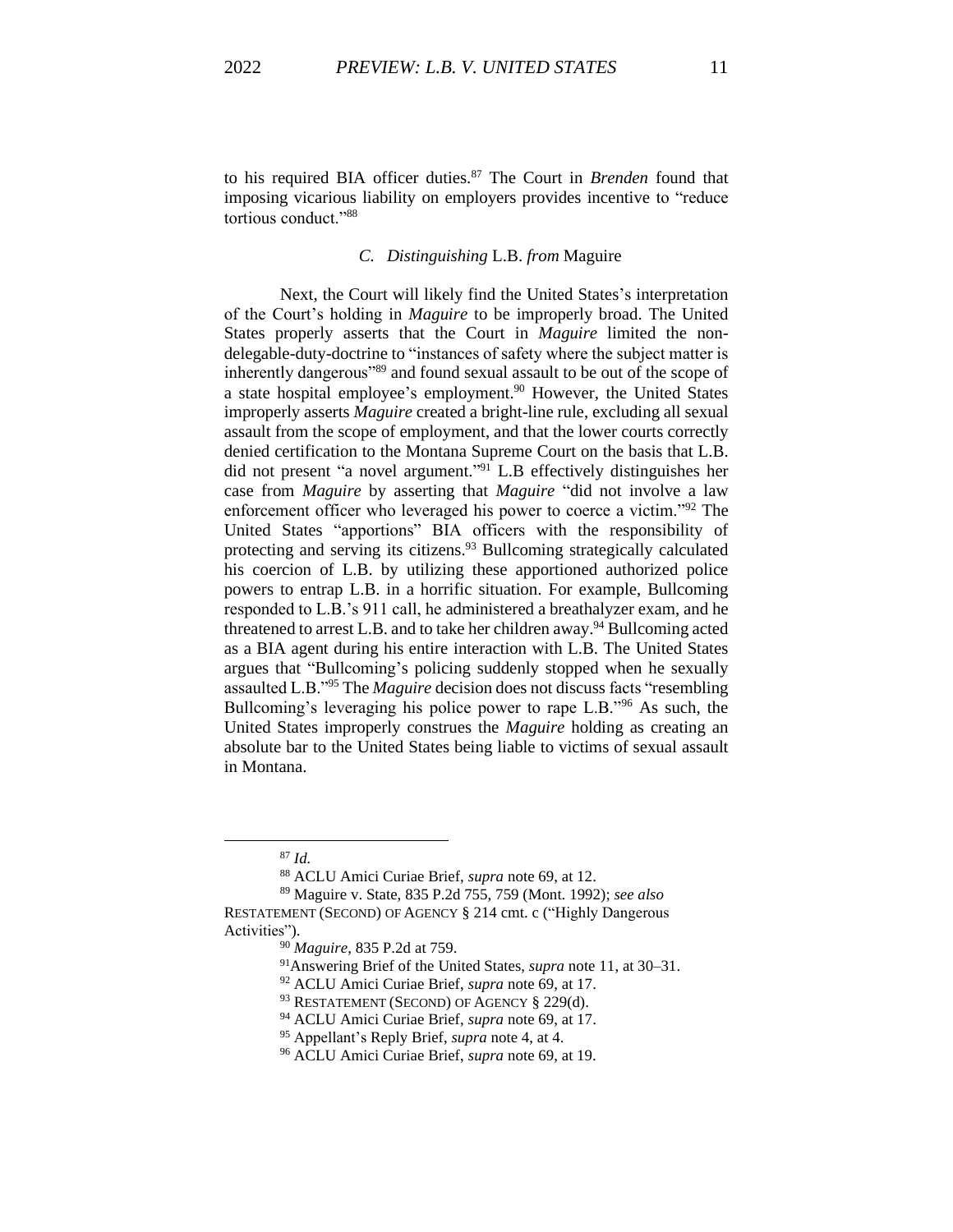to his required BIA officer duties.[87] The Court in *Brenden* found that imposing vicarious liability on employers provides incentive to "reduce tortious conduct."[88]

### C. *Distinguishing* L.B. *from* Maguire

Next, the Court will likely find the United States's interpretation of the Court's holding in *Maguire* to be improperly broad. The United States properly asserts that the Court in *Maguire* limited the non-delegable-duty-doctrine to "instances of safety where the subject matter is inherently dangerous"[89] and found sexual assault to be out of the scope of a state hospital employee's employment.[90] However, the United States improperly asserts *Maguire* created a bright-line rule, excluding all sexual assault from the scope of employment, and that the lower courts correctly denied certification to the Montana Supreme Court on the basis that L.B. did not present "a novel argument."[91] L.B effectively distinguishes her case from *Maguire* by asserting that *Maguire* "did not involve a law enforcement officer who leveraged his power to coerce a victim."[92] The United States "apportions" BIA officers with the responsibility of protecting and serving its citizens.[93] Bullcoming strategically calculated his coercion of L.B. by utilizing these apportioned authorized police powers to entrap L.B. in a horrific situation. For example, Bullcoming responded to L.B.'s 911 call, he administered a breathalyzer exam, and he threatened to arrest L.B. and to take her children away.[94] Bullcoming acted as a BIA agent during his entire interaction with L.B. The United States argues that "Bullcoming's policing suddenly stopped when he sexually assaulted L.B."[95] The *Maguire* decision does not discuss facts "resembling Bullcoming's leveraging his police power to rape L.B."[96] As such, the United States improperly construes the *Maguire* holding as creating an absolute bar to the United States being liable to victims of sexual assault in Montana.

---

[87] *Id.*

[88] ACLU Amici Curiae Brief, *supra* note 69, at 12.

[89] Maguire v. State, 835 P.2d 755, 759 (Mont. 1992); *see also* RESTATEMENT (SECOND) OF AGENCY § 214 cmt. c ("Highly Dangerous Activities").

[90] *Maguire*, 835 P.2d at 759.

[91] Answering Brief of the United States, *supra* note 11, at 30–31.

[92] ACLU Amici Curiae Brief, *supra* note 69, at 17.

[93] RESTATEMENT (SECOND) OF AGENCY § 229(d).

[94] ACLU Amici Curiae Brief, *supra* note 69, at 17.

[95] Appellant's Reply Brief, *supra* note 4, at 4.

[96] ACLU Amici Curiae Brief, *supra* note 69, at 19.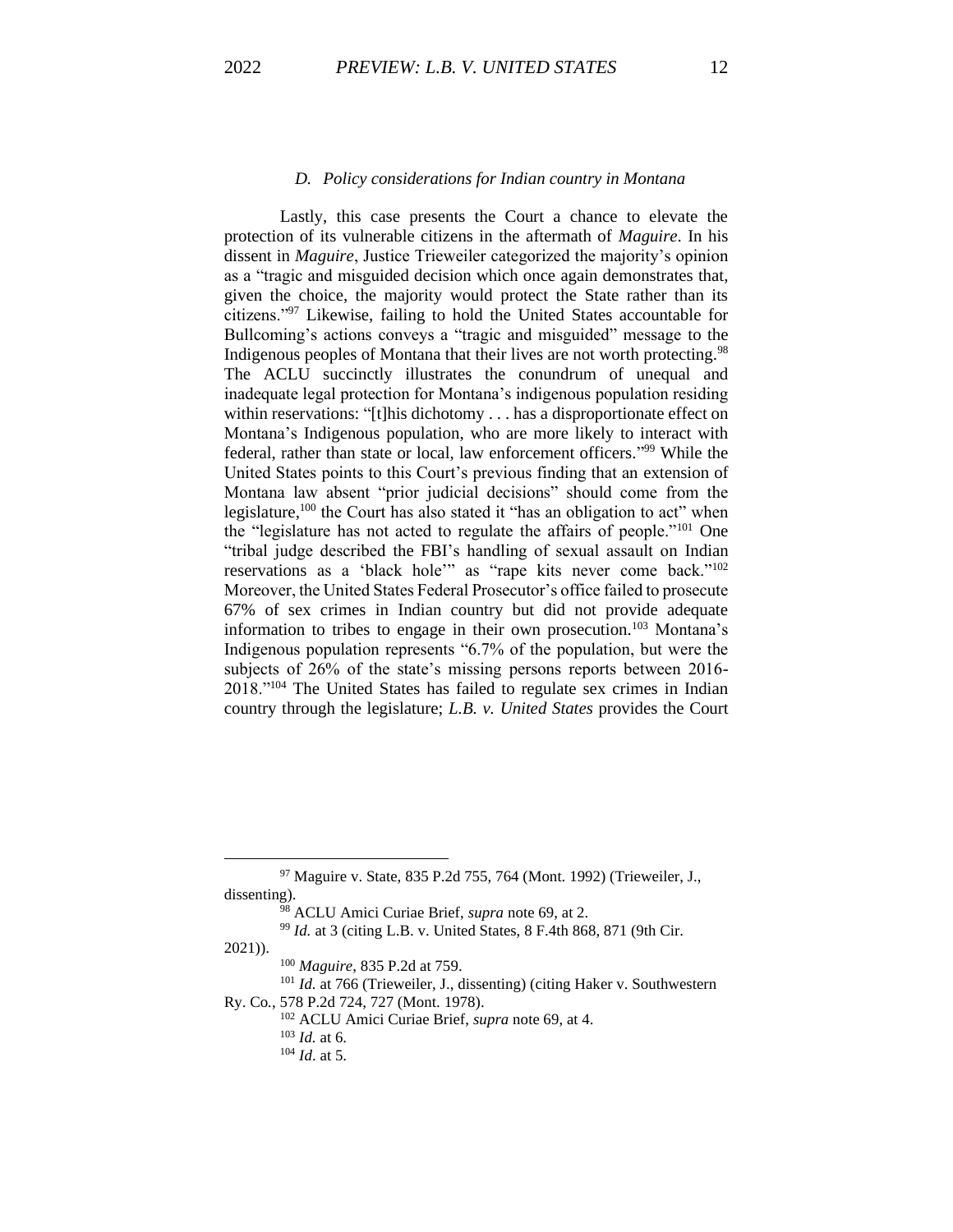### *D. Policy considerations for Indian country in Montana*

Lastly, this case presents the Court a chance to elevate the protection of its vulnerable citizens in the aftermath of *Maguire*. In his dissent in *Maguire*, Justice Trieweiler categorized the majority's opinion as a "tragic and misguided decision which once again demonstrates that, given the choice, the majority would protect the State rather than its citizens."[97] Likewise, failing to hold the United States accountable for Bullcoming's actions conveys a "tragic and misguided" message to the Indigenous peoples of Montana that their lives are not worth protecting.[98] The ACLU succinctly illustrates the conundrum of unequal and inadequate legal protection for Montana's indigenous population residing within reservations: "[t]his dichotomy . . . has a disproportionate effect on Montana's Indigenous population, who are more likely to interact with federal, rather than state or local, law enforcement officers."[99] While the United States points to this Court's previous finding that an extension of Montana law absent "prior judicial decisions" should come from the legislature,[100] the Court has also stated it "has an obligation to act" when the "legislature has not acted to regulate the affairs of people."[101] One "tribal judge described the FBI's handling of sexual assault on Indian reservations as a 'black hole'" as "rape kits never come back."[102] Moreover, the United States Federal Prosecutor's office failed to prosecute 67% of sex crimes in Indian country but did not provide adequate information to tribes to engage in their own prosecution.[103] Montana's Indigenous population represents "6.7% of the population, but were the subjects of 26% of the state's missing persons reports between 2016-2018."[104] The United States has failed to regulate sex crimes in Indian country through the legislature; *L.B. v. United States* provides the Court

---

[97] Maguire v. State, 835 P.2d 755, 764 (Mont. 1992) (Trieweiler, J., dissenting).

[98] ACLU Amici Curiae Brief, *supra* note 69, at 2.

[99] *Id.* at 3 (citing L.B. v. United States, 8 F.4th 868, 871 (9th Cir. 2021)).

[100] *Maguire*, 835 P.2d at 759.

[101] *Id.* at 766 (Trieweiler, J., dissenting) (citing Haker v. Southwestern Ry. Co., 578 P.2d 724, 727 (Mont. 1978).

[102] ACLU Amici Curiae Brief, *supra* note 69, at 4.

[103] *Id.* at 6.

[104] *Id*. at 5.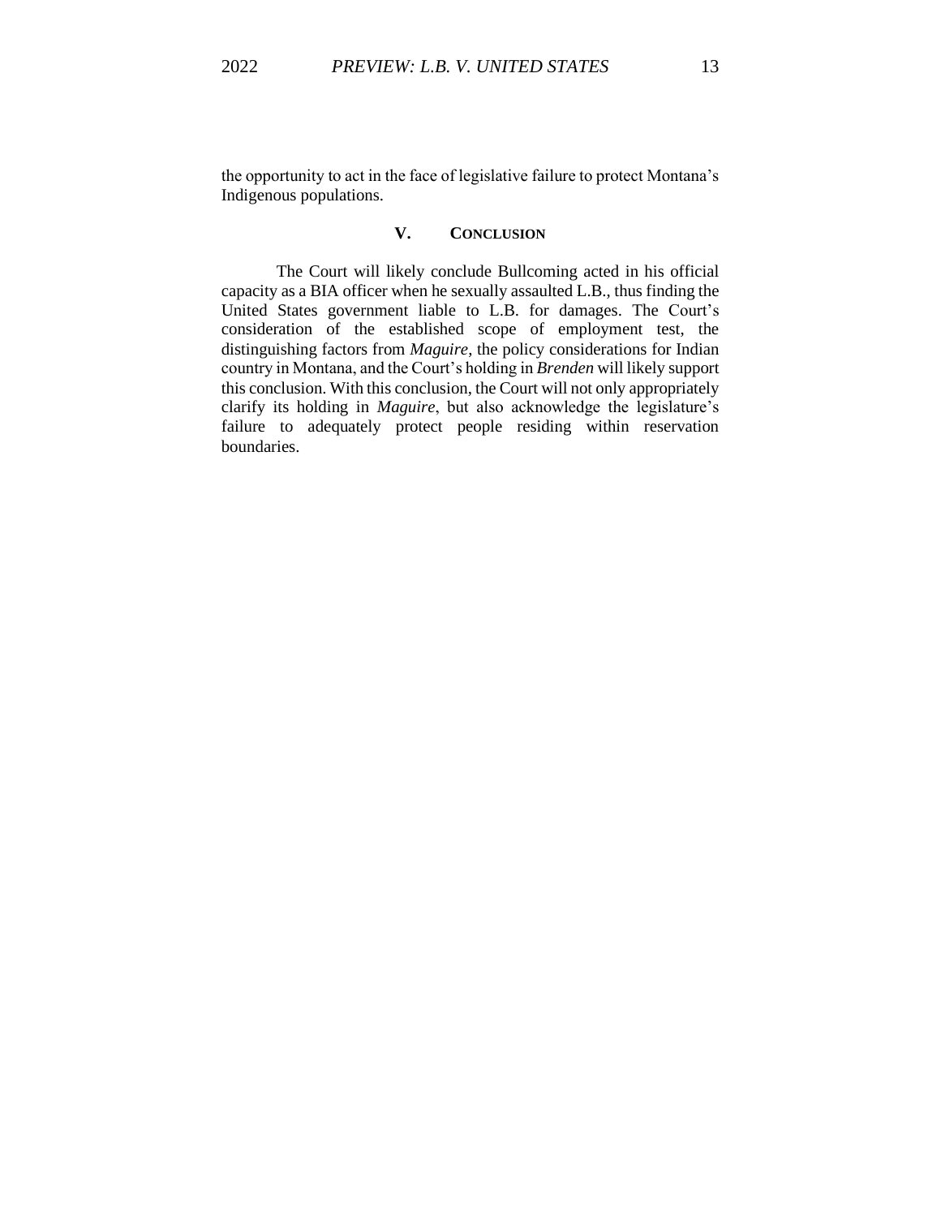the opportunity to act in the face of legislative failure to protect Montana's Indigenous populations.

## V. CONCLUSION

The Court will likely conclude Bullcoming acted in his official capacity as a BIA officer when he sexually assaulted L.B., thus finding the United States government liable to L.B. for damages. The Court's consideration of the established scope of employment test, the distinguishing factors from *Maguire*, the policy considerations for Indian country in Montana, and the Court's holding in *Brenden* will likely support this conclusion. With this conclusion, the Court will not only appropriately clarify its holding in *Maguire*, but also acknowledge the legislature's failure to adequately protect people residing within reservation boundaries.